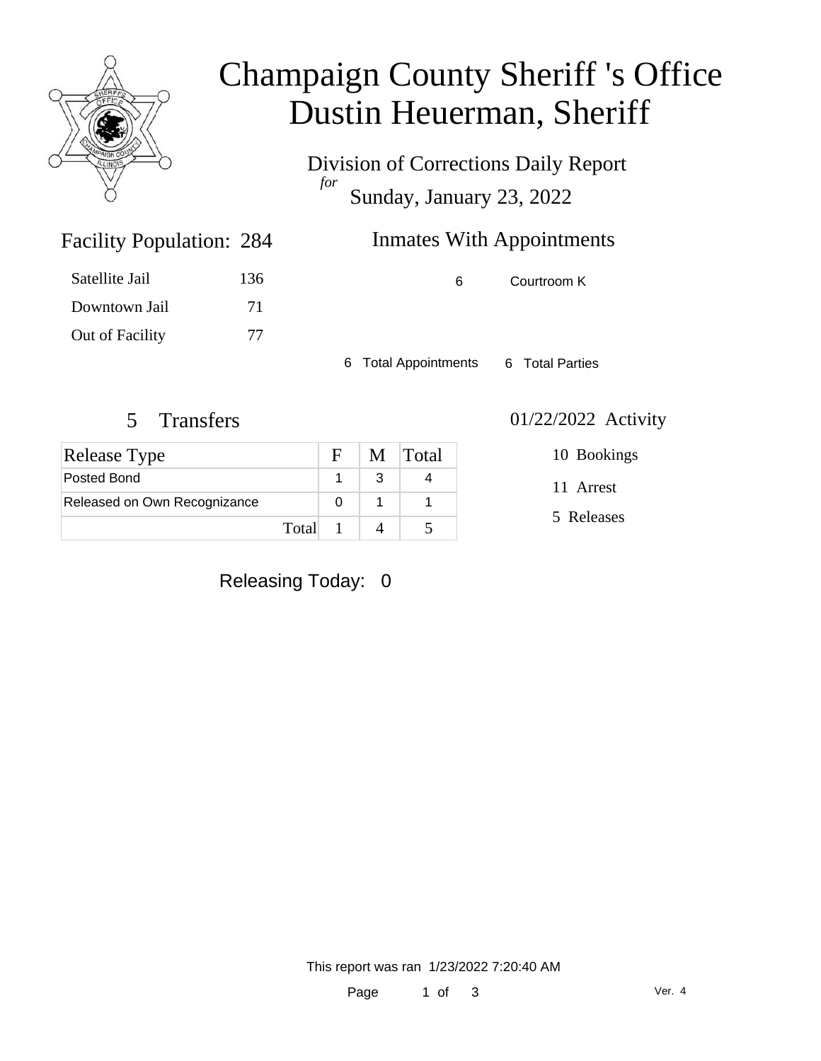# Champaign County Sheriff 's Office
# Dustin Heuerman, Sheriff

Division of Corrections Daily Report

*for*

Sunday, January 23, 2022

## Facility Population: 284

| | |
|---|---|
| Satellite Jail | 136 |
| Downtown Jail | 71 |
| Out of Facility | 77 |

## Inmates With Appointments

| | |
|---|---|
| 6 | Courtroom K |

6 Total Appointments 6 Total Parties

## 5 Transfers

| Release Type | F | M | Total |
|---|---|---|---|
| Posted Bond | 1 | 3 | 4 |
| Released on Own Recognizance | 0 | 1 | 1 |
| Total | 1 | 4 | 5 |

## 01/22/2022 Activity

10 Bookings

11 Arrest

5 Releases

Releasing Today: 0

This report was ran 1/23/2022 7:20:40 AM

Ver. 4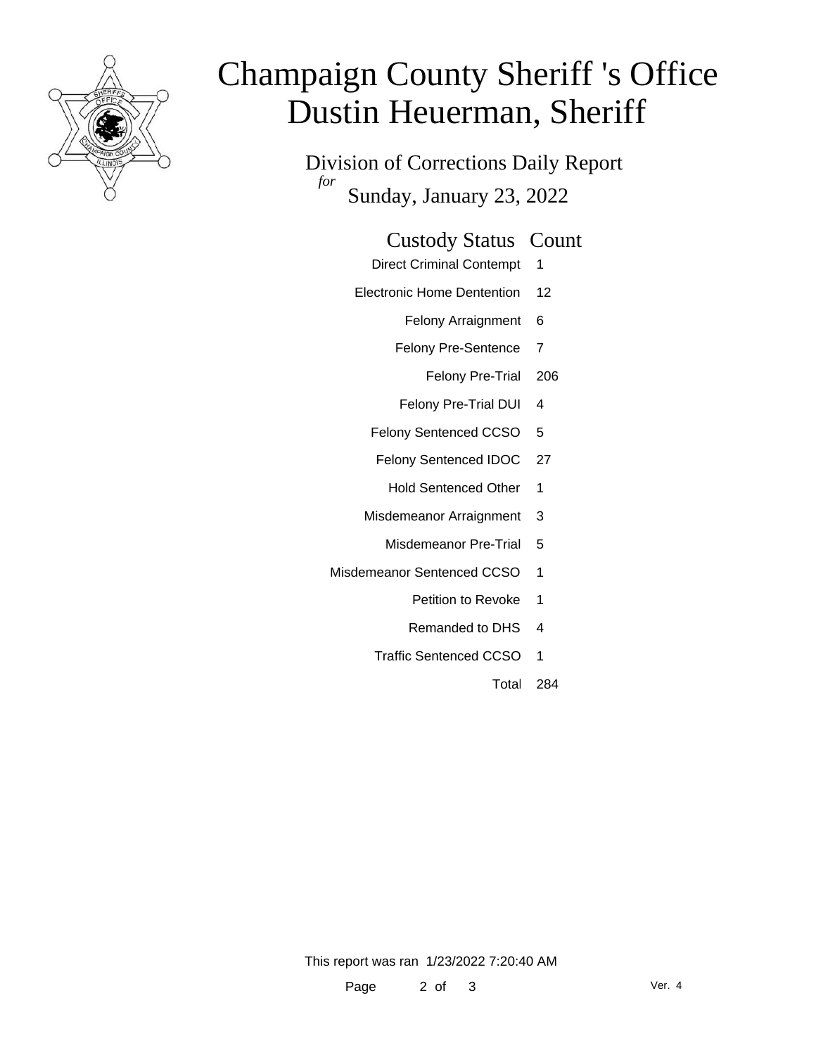# Champaign County Sheriff 's Office
# Dustin Heuerman, Sheriff

## Division of Corrections Daily Report

*for*

## Sunday, January 23, 2022

| Custody Status | Count |
|---|---|
| Direct Criminal Contempt | 1 |
| Electronic Home Dentention | 12 |
| Felony Arraignment | 6 |
| Felony Pre-Sentence | 7 |
| Felony Pre-Trial | 206 |
| Felony Pre-Trial DUI | 4 |
| Felony Sentenced CCSO | 5 |
| Felony Sentenced IDOC | 27 |
| Hold Sentenced Other | 1 |
| Misdemeanor Arraignment | 3 |
| Misdemeanor Pre-Trial | 5 |
| Misdemeanor Sentenced CCSO | 1 |
| Petition to Revoke | 1 |
| Remanded to DHS | 4 |
| Traffic Sentenced CCSO | 1 |
| Total | 284 |

This report was ran 1/23/2022 7:20:40 AM

Ver. 4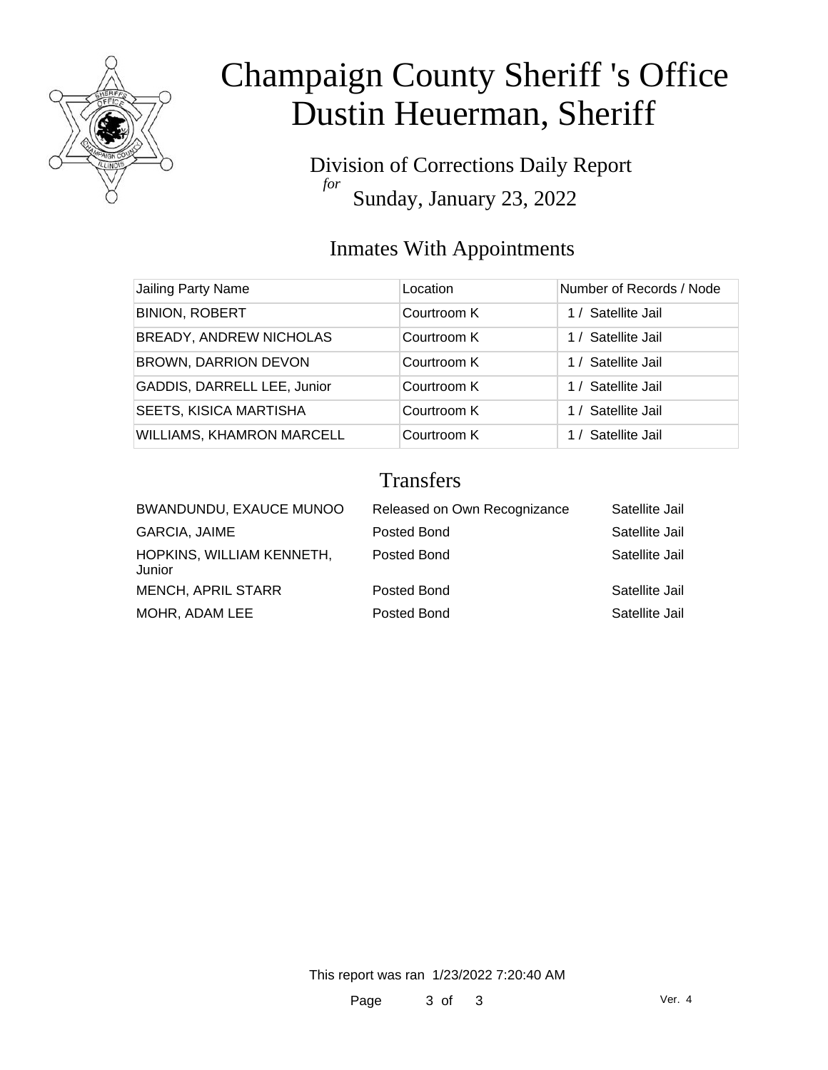# Champaign County Sheriff 's Office
# Dustin Heuerman, Sheriff

Division of Corrections Daily Report
*for*
Sunday, January 23, 2022

## Inmates With Appointments

| Jailing Party Name | Location | Number of Records / Node |
|---|---|---|
| BINION, ROBERT | Courtroom K | 1 / Satellite Jail |
| BREADY, ANDREW NICHOLAS | Courtroom K | 1 / Satellite Jail |
| BROWN, DARRION DEVON | Courtroom K | 1 / Satellite Jail |
| GADDIS, DARRELL LEE, Junior | Courtroom K | 1 / Satellite Jail |
| SEETS, KISICA MARTISHA | Courtroom K | 1 / Satellite Jail |
| WILLIAMS, KHAMRON MARCELL | Courtroom K | 1 / Satellite Jail |

## Transfers

| | | |
|---|---|---|
| BWANDUNDU, EXAUCE MUNOO | Released on Own Recognizance | Satellite Jail |
| GARCIA, JAIME | Posted Bond | Satellite Jail |
| HOPKINS, WILLIAM KENNETH, Junior | Posted Bond | Satellite Jail |
| MENCH, APRIL STARR | Posted Bond | Satellite Jail |
| MOHR, ADAM LEE | Posted Bond | Satellite Jail |

This report was ran 1/23/2022 7:20:40 AM

Ver. 4